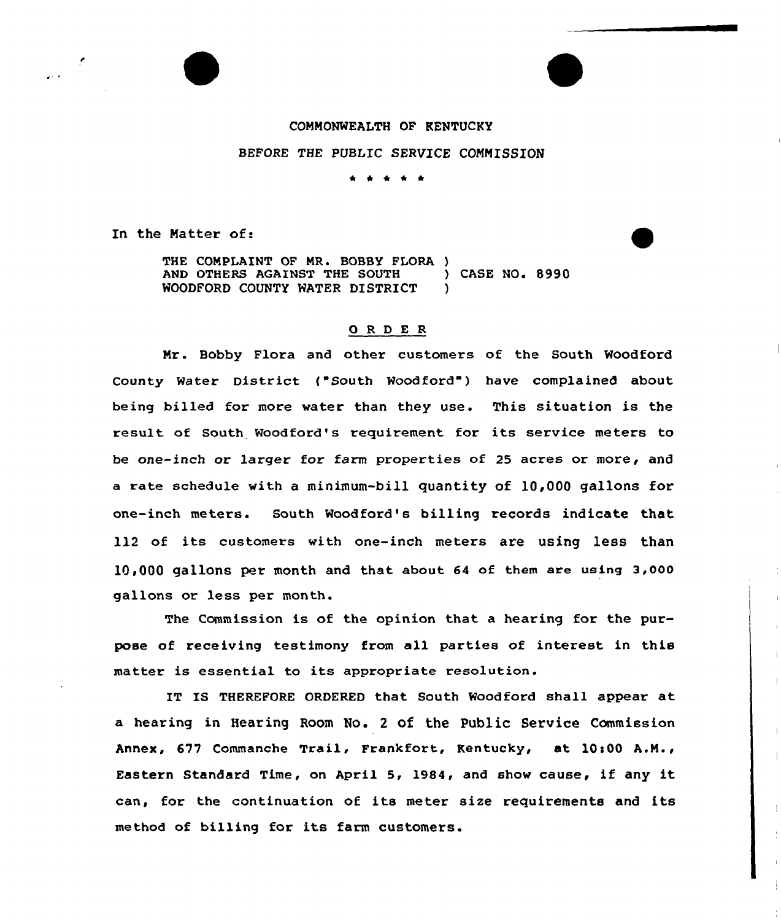COMMONWEALTH OF KENTUCKY

BEFORE THE PUBLIC SERVICE COMMISSION

\* \* \* \* \*

In the Matter of:

THE COMPLAINT OF MR. BOBBY FLORA )
AND OTHERS AGAINST THE SOUTH ) CASE NO. 8990
WOODFORD COUNTY WATER DISTRICT )

## O R D E R

Mr. Bobby Flora and other customers of the South Woodford County Water District ("South Woodford") have complained about being billed for more water than they use. This situation is the result of South Woodford's requirement for its service meters to be one-inch or larger for farm properties of 25 acres or more, and a rate schedule with a minimum-bill quantity of 10,000 gallons for one-inch meters. South Woodford's billing records indicate that 112 of its customers with one-inch meters are using less than 10,000 gallons per month and that about 64 of them are using 3,000 gallons or less per month.

The Commission is of the opinion that a hearing for the purpose of receiving testimony from all parties of interest in this matter is essential to its appropriate resolution.

IT IS THEREFORE ORDERED that South Woodford shall appear at a hearing in Hearing Room No. 2 of the Public Service Commission Annex, 677 Commanche Trail, Frankfort, Kentucky, at 10:00 A.M., Eastern Standard Time, on April 5, 1984, and show cause, if any it can, for the continuation of its meter size requirements and its method of billing for its farm customers.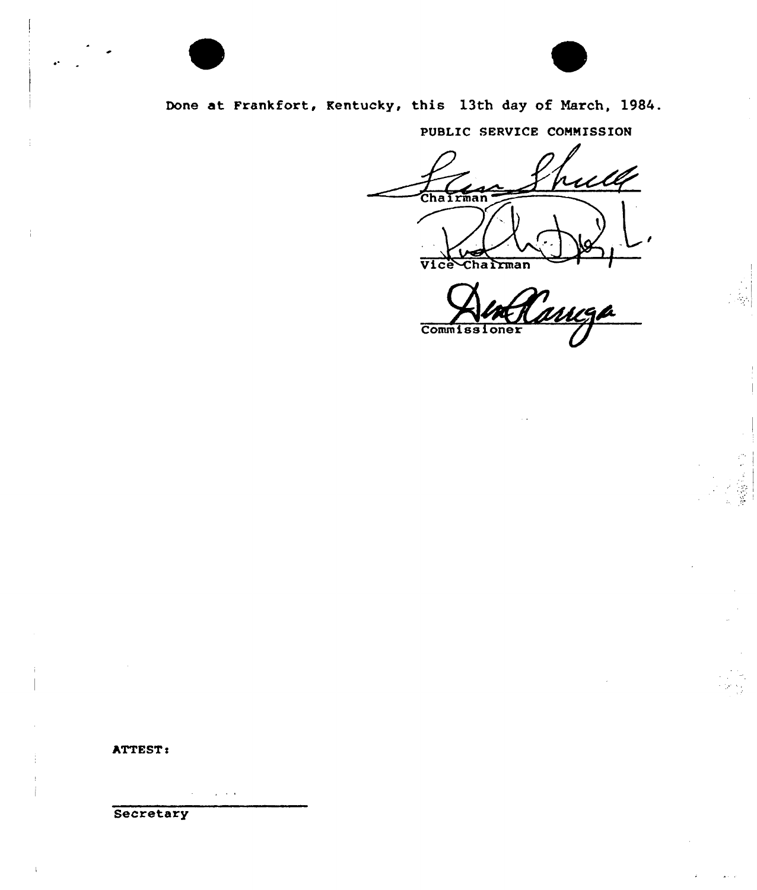Done at Frankfort, Kentucky, this 13th day of March, 1984.

PUBLIC SERVICE COMMISSION

Chairman

Vice Chairman

Commissioner

ATTEST:

Secretary